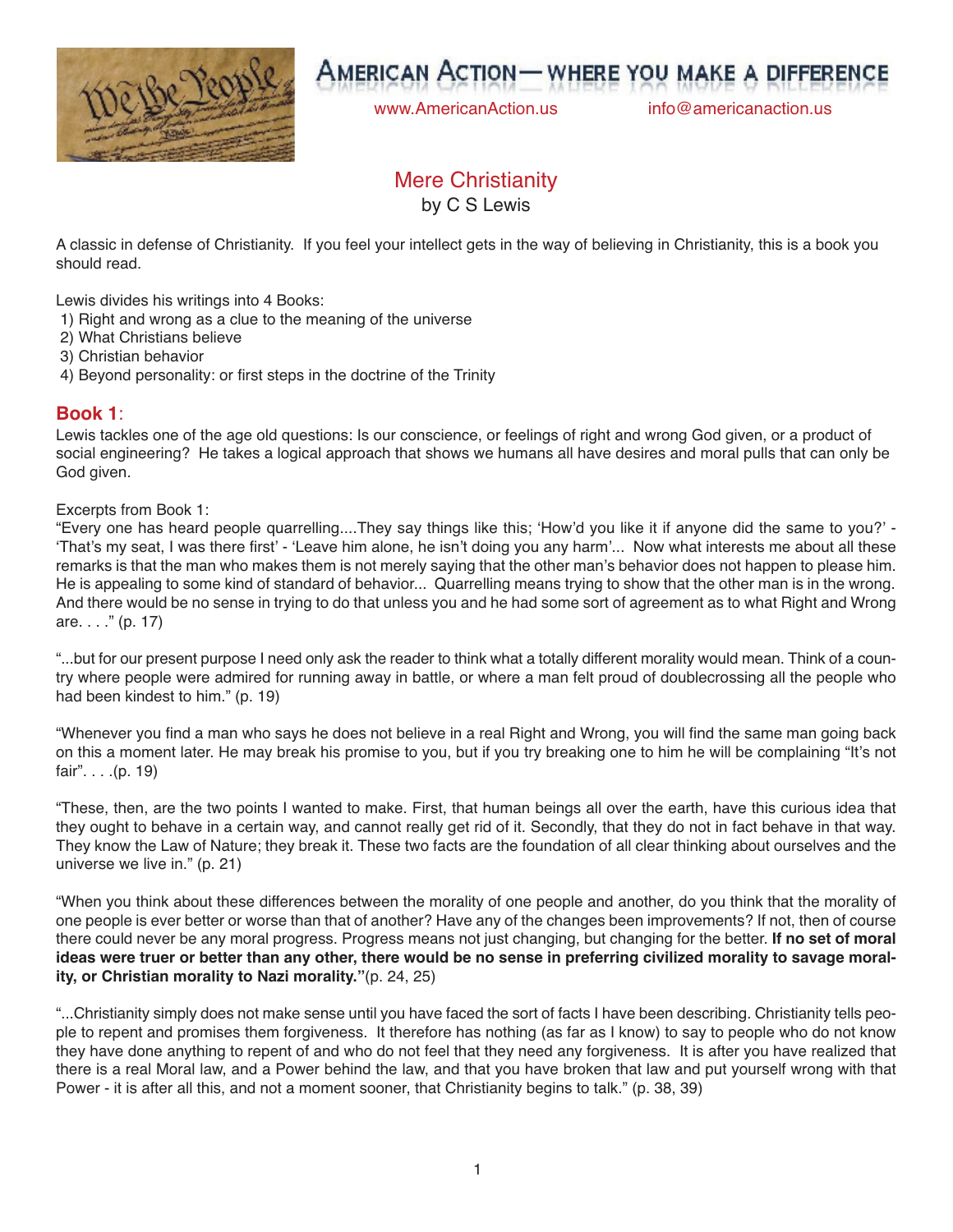# American Action— where you make a difference

www.AmericanAction.us info@americanaction.us

## Mere Christianity

by C S Lewis

A classic in defense of Christianity. If you feel your intellect gets in the way of believing in Christianity, this is a book you should read.

Lewis divides his writings into 4 Books:

1) Right and wrong as a clue to the meaning of the universe
2) What Christians believe
3) Christian behavior
4) Beyond personality: or first steps in the doctrine of the Trinity

### Book 1:

Lewis tackles one of the age old questions: Is our conscience, or feelings of right and wrong God given, or a product of social engineering? He takes a logical approach that shows we humans all have desires and moral pulls that can only be God given.

Excerpts from Book 1:

"Every one has heard people quarrelling....They say things like this; 'How'd you like it if anyone did the same to you?' - 'That's my seat, I was there first' - 'Leave him alone, he isn't doing you any harm'... Now what interests me about all these remarks is that the man who makes them is not merely saying that the other man's behavior does not happen to please him. He is appealing to some kind of standard of behavior... Quarrelling means trying to show that the other man is in the wrong. And there would be no sense in trying to do that unless you and he had some sort of agreement as to what Right and Wrong are. . . ." (p. 17)

"...but for our present purpose I need only ask the reader to think what a totally different morality would mean. Think of a country where people were admired for running away in battle, or where a man felt proud of doublecrossing all the people who had been kindest to him." (p. 19)

"Whenever you find a man who says he does not believe in a real Right and Wrong, you will find the same man going back on this a moment later. He may break his promise to you, but if you try breaking one to him he will be complaining "It's not fair". . . .(p. 19)

"These, then, are the two points I wanted to make. First, that human beings all over the earth, have this curious idea that they ought to behave in a certain way, and cannot really get rid of it. Secondly, that they do not in fact behave in that way. They know the Law of Nature; they break it. These two facts are the foundation of all clear thinking about ourselves and the universe we live in." (p. 21)

"When you think about these differences between the morality of one people and another, do you think that the morality of one people is ever better or worse than that of another? Have any of the changes been improvements? If not, then of course there could never be any moral progress. Progress means not just changing, but changing for the better. **If no set of moral ideas were truer or better than any other, there would be no sense in preferring civilized morality to savage morality, or Christian morality to Nazi morality."**(p. 24, 25)

"...Christianity simply does not make sense until you have faced the sort of facts I have been describing. Christianity tells people to repent and promises them forgiveness. It therefore has nothing (as far as I know) to say to people who do not know they have done anything to repent of and who do not feel that they need any forgiveness. It is after you have realized that there is a real Moral law, and a Power behind the law, and that you have broken that law and put yourself wrong with that Power - it is after all this, and not a moment sooner, that Christianity begins to talk." (p. 38, 39)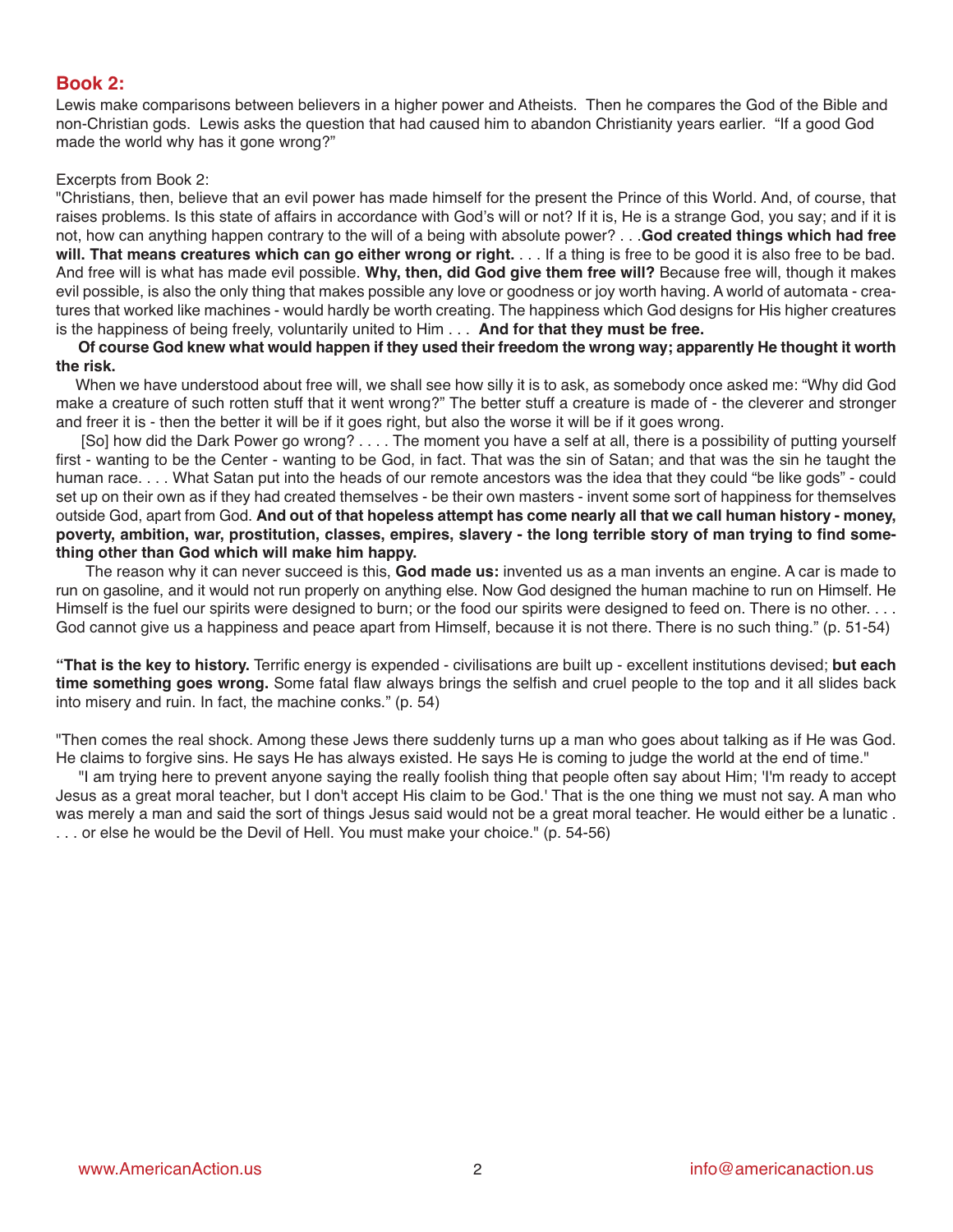## Book 2:

Lewis make comparisons between believers in a higher power and Atheists. Then he compares the God of the Bible and non-Christian gods. Lewis asks the question that had caused him to abandon Christianity years earlier. "If a good God made the world why has it gone wrong?"

Excerpts from Book 2:

"Christians, then, believe that an evil power has made himself for the present the Prince of this World. And, of course, that raises problems. Is this state of affairs in accordance with God's will or not? If it is, He is a strange God, you say; and if it is not, how can anything happen contrary to the will of a being with absolute power? . . .**God created things which had free will. That means creatures which can go either wrong or right.** . . . If a thing is free to be good it is also free to be bad. And free will is what has made evil possible. **Why, then, did God give them free will?** Because free will, though it makes evil possible, is also the only thing that makes possible any love or goodness or joy worth having. A world of automata - creatures that worked like machines - would hardly be worth creating. The happiness which God designs for His higher creatures is the happiness of being freely, voluntarily united to Him . . . **And for that they must be free.**

**Of course God knew what would happen if they used their freedom the wrong way; apparently He thought it worth the risk.**

When we have understood about free will, we shall see how silly it is to ask, as somebody once asked me: "Why did God make a creature of such rotten stuff that it went wrong?" The better stuff a creature is made of - the cleverer and stronger and freer it is - then the better it will be if it goes right, but also the worse it will be if it goes wrong.

[So] how did the Dark Power go wrong? . . . . The moment you have a self at all, there is a possibility of putting yourself first - wanting to be the Center - wanting to be God, in fact. That was the sin of Satan; and that was the sin he taught the human race. . . . What Satan put into the heads of our remote ancestors was the idea that they could "be like gods" - could set up on their own as if they had created themselves - be their own masters - invent some sort of happiness for themselves outside God, apart from God. **And out of that hopeless attempt has come nearly all that we call human history - money, poverty, ambition, war, prostitution, classes, empires, slavery - the long terrible story of man trying to find something other than God which will make him happy.**

The reason why it can never succeed is this, **God made us:** invented us as a man invents an engine. A car is made to run on gasoline, and it would not run properly on anything else. Now God designed the human machine to run on Himself. He Himself is the fuel our spirits were designed to burn; or the food our spirits were designed to feed on. There is no other. . . . God cannot give us a happiness and peace apart from Himself, because it is not there. There is no such thing." (p. 51-54)

**"That is the key to history.** Terrific energy is expended - civilisations are built up - excellent institutions devised; **but each time something goes wrong.** Some fatal flaw always brings the selfish and cruel people to the top and it all slides back into misery and ruin. In fact, the machine conks." (p. 54)

"Then comes the real shock. Among these Jews there suddenly turns up a man who goes about talking as if He was God. He claims to forgive sins. He says He has always existed. He says He is coming to judge the world at the end of time."

"I am trying here to prevent anyone saying the really foolish thing that people often say about Him; 'I'm ready to accept Jesus as a great moral teacher, but I don't accept His claim to be God.' That is the one thing we must not say. A man who was merely a man and said the sort of things Jesus said would not be a great moral teacher. He would either be a lunatic . . . . or else he would be the Devil of Hell. You must make your choice." (p. 54-56)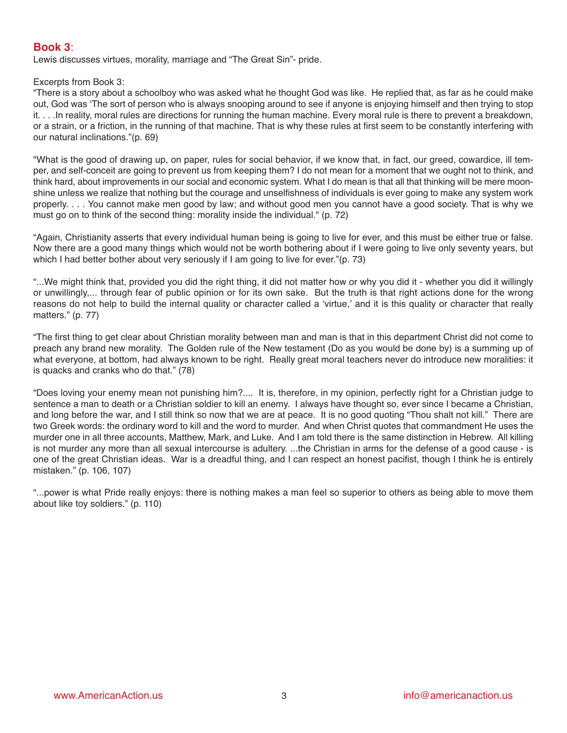### **Book 3**:

Lewis discusses virtues, morality, marriage and "The Great Sin"- pride.

Excerpts from Book 3:

"There is a story about a schoolboy who was asked what he thought God was like. He replied that, as far as he could make out, God was 'The sort of person who is always snooping around to see if anyone is enjoying himself and then trying to stop it. . . .In reality, moral rules are directions for running the human machine. Every moral rule is there to prevent a breakdown, or a strain, or a friction, in the running of that machine. That is why these rules at first seem to be constantly interfering with our natural inclinations."(p. 69)

"What is the good of drawing up, on paper, rules for social behavior, if we know that, in fact, our greed, cowardice, ill temper, and self-conceit are going to prevent us from keeping them? I do not mean for a moment that we ought not to think, and think hard, about improvements in our social and economic system. What I do mean is that all that thinking will be mere moonshine unless we realize that nothing but the courage and unselfishness of individuals is ever going to make any system work properly. . . . You cannot make men good by law; and without good men you cannot have a good society. That is why we must go on to think of the second thing: morality inside the individual." (p. 72)

"Again, Christianity asserts that every individual human being is going to live for ever, and this must be either true or false. Now there are a good many things which would not be worth bothering about if I were going to live only seventy years, but which I had better bother about very seriously if I am going to live for ever."(p. 73)

"...We might think that, provided you did the right thing, it did not matter how or why you did it - whether you did it willingly or unwillingly,... through fear of public opinion or for its own sake. But the truth is that right actions done for the wrong reasons do not help to build the internal quality or character called a 'virtue,' and it is this quality or character that really matters." (p. 77)

"The first thing to get clear about Christian morality between man and man is that in this department Christ did not come to preach any brand new morality. The Golden rule of the New testament (Do as you would be done by) is a summing up of what everyone, at bottom, had always known to be right. Really great moral teachers never do introduce new moralities: it is quacks and cranks who do that." (78)

"Does loving your enemy mean not punishing him?.... It is, therefore, in my opinion, perfectly right for a Christian judge to sentence a man to death or a Christian soldier to kill an enemy. I always have thought so, ever since I became a Christian, and long before the war, and I still think so now that we are at peace. It is no good quoting "Thou shalt not kill." There are two Greek words: the ordinary word to kill and the word to murder. And when Christ quotes that commandment He uses the murder one in all three accounts, Matthew, Mark, and Luke. And I am told there is the same distinction in Hebrew. All killing is not murder any more than all sexual intercourse is adultery. ...the Christian in arms for the defense of a good cause - is one of the great Christian ideas. War is a dreadful thing, and I can respect an honest pacifist, though I think he is entirely mistaken." (p. 106, 107)

"...power is what Pride really enjoys: there is nothing makes a man feel so superior to others as being able to move them about like toy soldiers." (p. 110)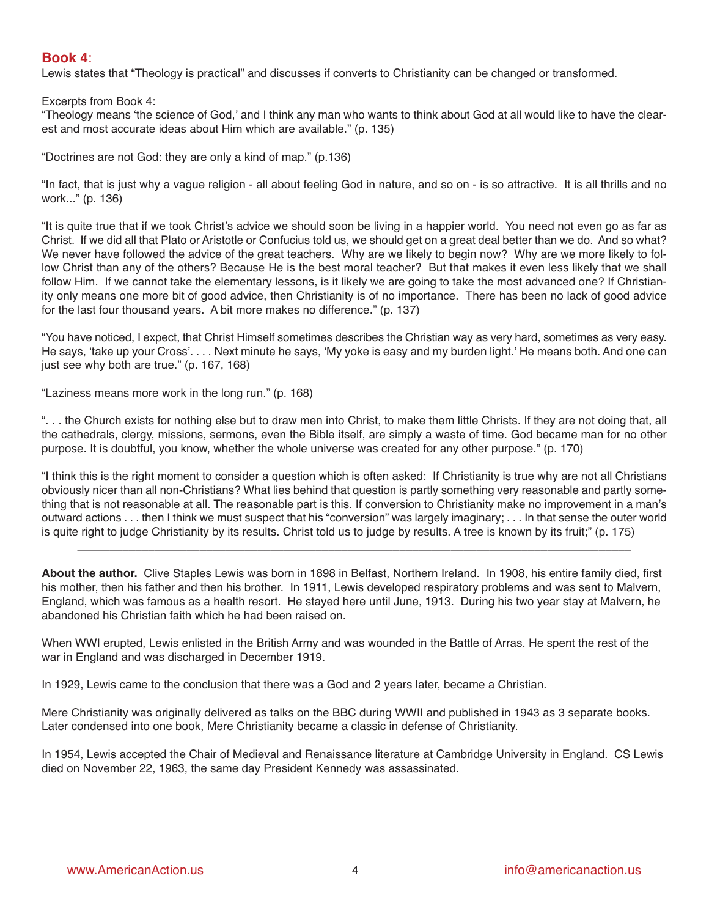## **Book 4**:

Lewis states that "Theology is practical" and discusses if converts to Christianity can be changed or transformed.

Excerpts from Book 4:

"Theology means 'the science of God,' and I think any man who wants to think about God at all would like to have the clearest and most accurate ideas about Him which are available." (p. 135)

"Doctrines are not God: they are only a kind of map." (p.136)

"In fact, that is just why a vague religion - all about feeling God in nature, and so on - is so attractive. It is all thrills and no work..." (p. 136)

"It is quite true that if we took Christ's advice we should soon be living in a happier world. You need not even go as far as Christ. If we did all that Plato or Aristotle or Confucius told us, we should get on a great deal better than we do. And so what? We never have followed the advice of the great teachers. Why are we likely to begin now? Why are we more likely to follow Christ than any of the others? Because He is the best moral teacher? But that makes it even less likely that we shall follow Him. If we cannot take the elementary lessons, is it likely we are going to take the most advanced one? If Christianity only means one more bit of good advice, then Christianity is of no importance. There has been no lack of good advice for the last four thousand years. A bit more makes no difference." (p. 137)

"You have noticed, I expect, that Christ Himself sometimes describes the Christian way as very hard, sometimes as very easy. He says, 'take up your Cross'. . . . Next minute he says, 'My yoke is easy and my burden light.' He means both. And one can just see why both are true." (p. 167, 168)

"Laziness means more work in the long run." (p. 168)

". . . the Church exists for nothing else but to draw men into Christ, to make them little Christs. If they are not doing that, all the cathedrals, clergy, missions, sermons, even the Bible itself, are simply a waste of time. God became man for no other purpose. It is doubtful, you know, whether the whole universe was created for any other purpose." (p. 170)

"I think this is the right moment to consider a question which is often asked: If Christianity is true why are not all Christians obviously nicer than all non-Christians? What lies behind that question is partly something very reasonable and partly something that is not reasonable at all. The reasonable part is this. If conversion to Christianity make no improvement in a man's outward actions . . . then I think we must suspect that his "conversion" was largely imaginary; . . . In that sense the outer world is quite right to judge Christianity by its results. Christ told us to judge by results. A tree is known by its fruit;" (p. 175)

---

**About the author.** Clive Staples Lewis was born in 1898 in Belfast, Northern Ireland. In 1908, his entire family died, first his mother, then his father and then his brother. In 1911, Lewis developed respiratory problems and was sent to Malvern, England, which was famous as a health resort. He stayed here until June, 1913. During his two year stay at Malvern, he abandoned his Christian faith which he had been raised on.

When WWI erupted, Lewis enlisted in the British Army and was wounded in the Battle of Arras. He spent the rest of the war in England and was discharged in December 1919.

In 1929, Lewis came to the conclusion that there was a God and 2 years later, became a Christian.

Mere Christianity was originally delivered as talks on the BBC during WWII and published in 1943 as 3 separate books. Later condensed into one book, Mere Christianity became a classic in defense of Christianity.

In 1954, Lewis accepted the Chair of Medieval and Renaissance literature at Cambridge University in England. CS Lewis died on November 22, 1963, the same day President Kennedy was assassinated.

www.AmericanAction.us info@americanaction.us